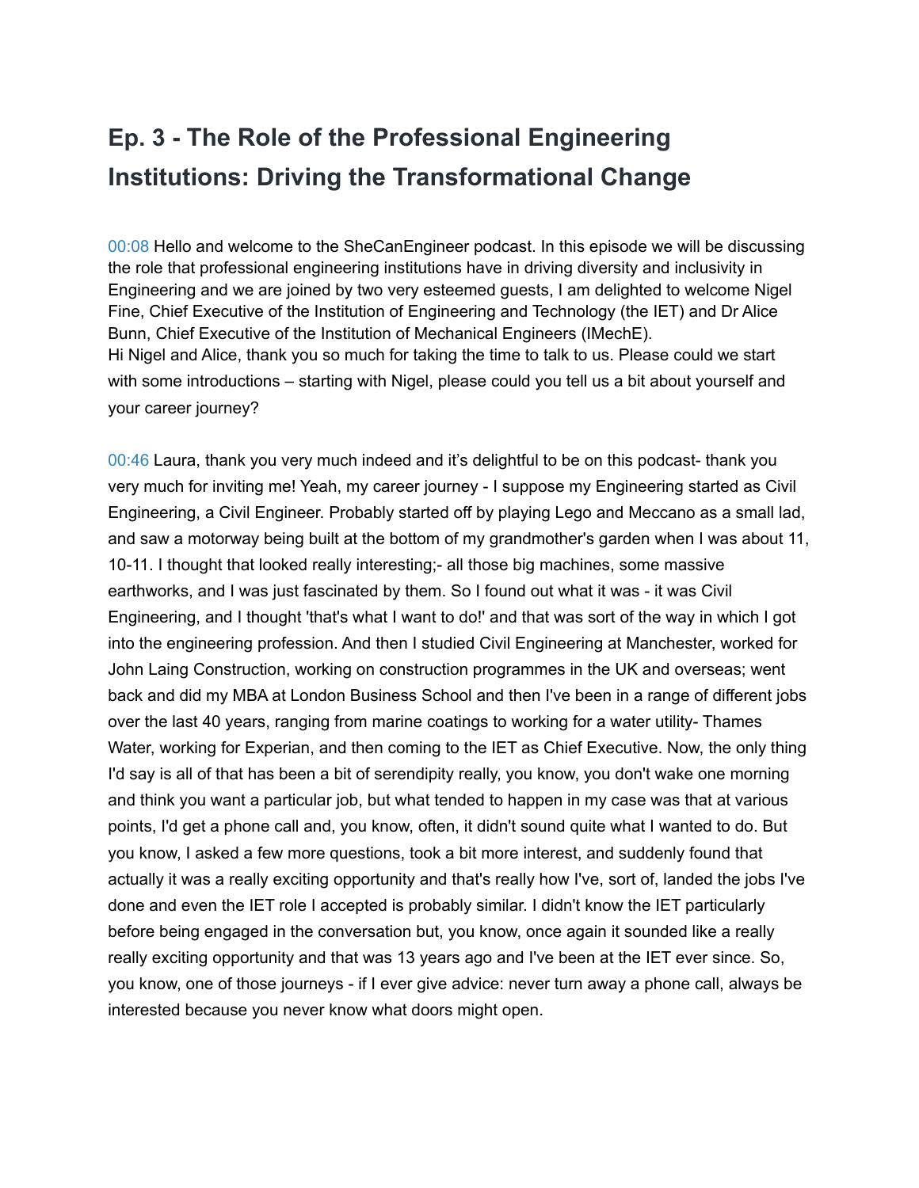# Ep. 3 - The Role of the Professional Engineering Institutions: Driving the Transformational Change

00:08 Hello and welcome to the SheCanEngineer podcast. In this episode we will be discussing the role that professional engineering institutions have in driving diversity and inclusivity in Engineering and we are joined by two very esteemed guests, I am delighted to welcome Nigel Fine, Chief Executive of the Institution of Engineering and Technology (the IET) and Dr Alice Bunn, Chief Executive of the Institution of Mechanical Engineers (IMechE).
Hi Nigel and Alice, thank you so much for taking the time to talk to us. Please could we start with some introductions – starting with Nigel, please could you tell us a bit about yourself and your career journey?

00:46 Laura, thank you very much indeed and it's delightful to be on this podcast- thank you very much for inviting me! Yeah, my career journey - I suppose my Engineering started as Civil Engineering, a Civil Engineer. Probably started off by playing Lego and Meccano as a small lad, and saw a motorway being built at the bottom of my grandmother's garden when I was about 11, 10-11. I thought that looked really interesting;- all those big machines, some massive earthworks, and I was just fascinated by them. So I found out what it was - it was Civil Engineering, and I thought 'that's what I want to do!' and that was sort of the way in which I got into the engineering profession. And then I studied Civil Engineering at Manchester, worked for John Laing Construction, working on construction programmes in the UK and overseas; went back and did my MBA at London Business School and then I've been in a range of different jobs over the last 40 years, ranging from marine coatings to working for a water utility- Thames Water, working for Experian, and then coming to the IET as Chief Executive. Now, the only thing I'd say is all of that has been a bit of serendipity really, you know, you don't wake one morning and think you want a particular job, but what tended to happen in my case was that at various points, I'd get a phone call and, you know, often, it didn't sound quite what I wanted to do. But you know, I asked a few more questions, took a bit more interest, and suddenly found that actually it was a really exciting opportunity and that's really how I've, sort of, landed the jobs I've done and even the IET role I accepted is probably similar. I didn't know the IET particularly before being engaged in the conversation but, you know, once again it sounded like a really really exciting opportunity and that was 13 years ago and I've been at the IET ever since. So, you know, one of those journeys - if I ever give advice: never turn away a phone call, always be interested because you never know what doors might open.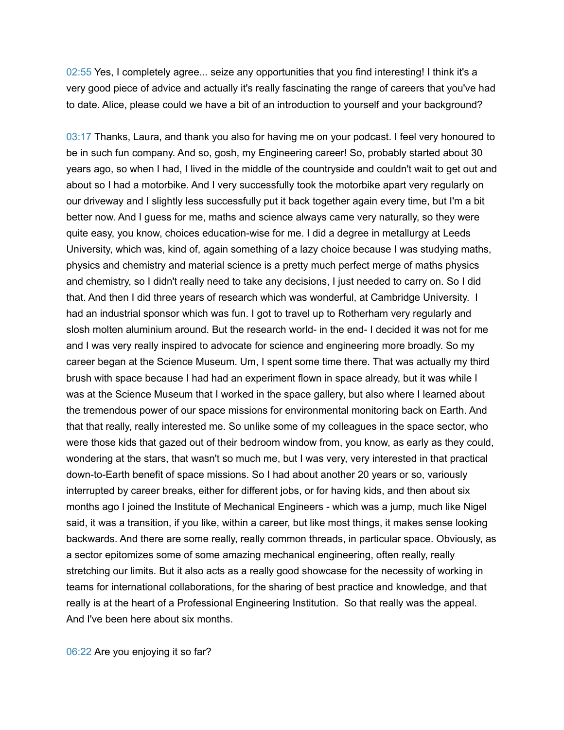02:55 Yes, I completely agree... seize any opportunities that you find interesting! I think it's a very good piece of advice and actually it's really fascinating the range of careers that you've had to date. Alice, please could we have a bit of an introduction to yourself and your background?

03:17 Thanks, Laura, and thank you also for having me on your podcast. I feel very honoured to be in such fun company. And so, gosh, my Engineering career! So, probably started about 30 years ago, so when I had, I lived in the middle of the countryside and couldn't wait to get out and about so I had a motorbike. And I very successfully took the motorbike apart very regularly on our driveway and I slightly less successfully put it back together again every time, but I'm a bit better now. And I guess for me, maths and science always came very naturally, so they were quite easy, you know, choices education-wise for me. I did a degree in metallurgy at Leeds University, which was, kind of, again something of a lazy choice because I was studying maths, physics and chemistry and material science is a pretty much perfect merge of maths physics and chemistry, so I didn't really need to take any decisions, I just needed to carry on. So I did that. And then I did three years of research which was wonderful, at Cambridge University. I had an industrial sponsor which was fun. I got to travel up to Rotherham very regularly and slosh molten aluminium around. But the research world- in the end- I decided it was not for me and I was very really inspired to advocate for science and engineering more broadly. So my career began at the Science Museum. Um, I spent some time there. That was actually my third brush with space because I had had an experiment flown in space already, but it was while I was at the Science Museum that I worked in the space gallery, but also where I learned about the tremendous power of our space missions for environmental monitoring back on Earth. And that that really, really interested me. So unlike some of my colleagues in the space sector, who were those kids that gazed out of their bedroom window from, you know, as early as they could, wondering at the stars, that wasn't so much me, but I was very, very interested in that practical down-to-Earth benefit of space missions. So I had about another 20 years or so, variously interrupted by career breaks, either for different jobs, or for having kids, and then about six months ago I joined the Institute of Mechanical Engineers - which was a jump, much like Nigel said, it was a transition, if you like, within a career, but like most things, it makes sense looking backwards. And there are some really, really common threads, in particular space. Obviously, as a sector epitomizes some of some amazing mechanical engineering, often really, really stretching our limits. But it also acts as a really good showcase for the necessity of working in teams for international collaborations, for the sharing of best practice and knowledge, and that really is at the heart of a Professional Engineering Institution. So that really was the appeal. And I've been here about six months.

06:22 Are you enjoying it so far?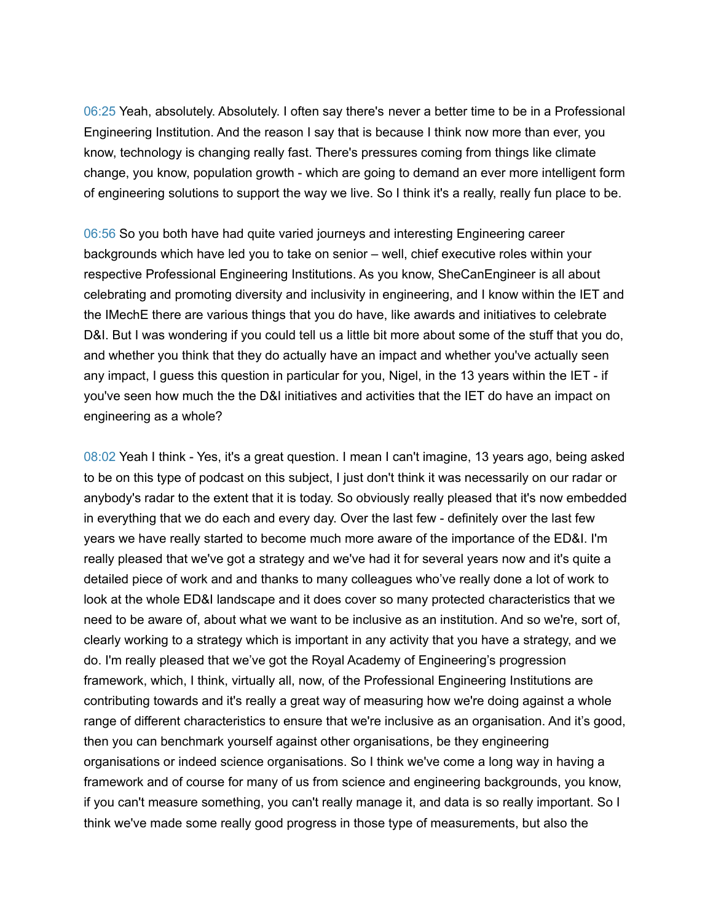06:25 Yeah, absolutely. Absolutely. I often say there's never a better time to be in a Professional Engineering Institution. And the reason I say that is because I think now more than ever, you know, technology is changing really fast. There's pressures coming from things like climate change, you know, population growth - which are going to demand an ever more intelligent form of engineering solutions to support the way we live. So I think it's a really, really fun place to be.

06:56 So you both have had quite varied journeys and interesting Engineering career backgrounds which have led you to take on senior – well, chief executive roles within your respective Professional Engineering Institutions. As you know, SheCanEngineer is all about celebrating and promoting diversity and inclusivity in engineering, and I know within the IET and the IMechE there are various things that you do have, like awards and initiatives to celebrate D&I. But I was wondering if you could tell us a little bit more about some of the stuff that you do, and whether you think that they do actually have an impact and whether you've actually seen any impact, I guess this question in particular for you, Nigel, in the 13 years within the IET - if you've seen how much the the D&I initiatives and activities that the IET do have an impact on engineering as a whole?

08:02 Yeah I think - Yes, it's a great question. I mean I can't imagine, 13 years ago, being asked to be on this type of podcast on this subject, I just don't think it was necessarily on our radar or anybody's radar to the extent that it is today. So obviously really pleased that it's now embedded in everything that we do each and every day. Over the last few - definitely over the last few years we have really started to become much more aware of the importance of the ED&I. I'm really pleased that we've got a strategy and we've had it for several years now and it's quite a detailed piece of work and and thanks to many colleagues who've really done a lot of work to look at the whole ED&I landscape and it does cover so many protected characteristics that we need to be aware of, about what we want to be inclusive as an institution. And so we're, sort of, clearly working to a strategy which is important in any activity that you have a strategy, and we do. I'm really pleased that we've got the Royal Academy of Engineering's progression framework, which, I think, virtually all, now, of the Professional Engineering Institutions are contributing towards and it's really a great way of measuring how we're doing against a whole range of different characteristics to ensure that we're inclusive as an organisation. And it's good, then you can benchmark yourself against other organisations, be they engineering organisations or indeed science organisations. So I think we've come a long way in having a framework and of course for many of us from science and engineering backgrounds, you know, if you can't measure something, you can't really manage it, and data is so really important. So I think we've made some really good progress in those type of measurements, but also the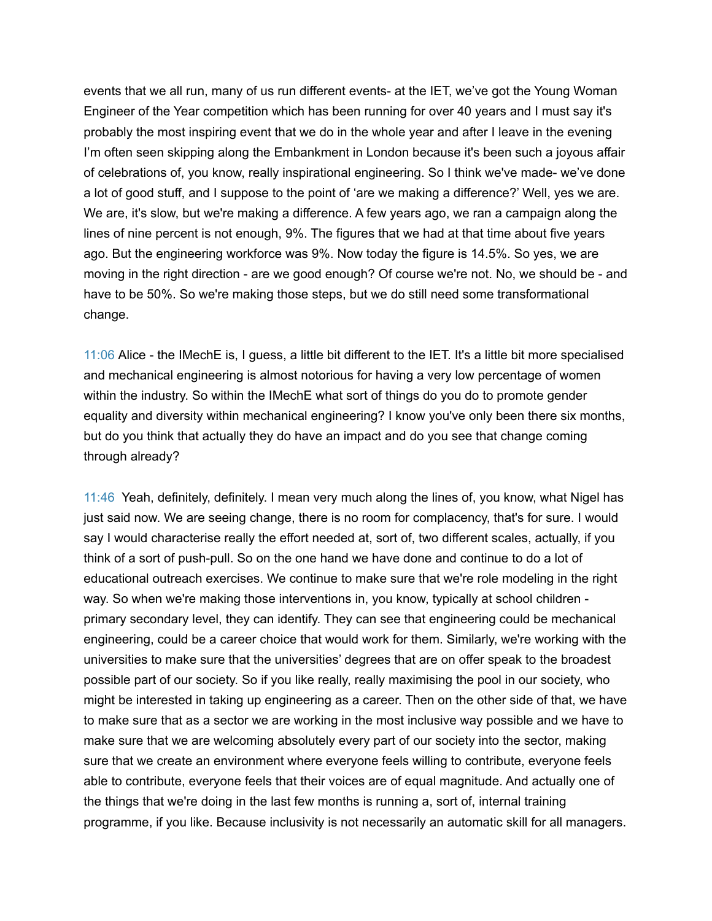events that we all run, many of us run different events- at the IET, we've got the Young Woman Engineer of the Year competition which has been running for over 40 years and I must say it's probably the most inspiring event that we do in the whole year and after I leave in the evening I'm often seen skipping along the Embankment in London because it's been such a joyous affair of celebrations of, you know, really inspirational engineering. So I think we've made- we've done a lot of good stuff, and I suppose to the point of 'are we making a difference?' Well, yes we are. We are, it's slow, but we're making a difference. A few years ago, we ran a campaign along the lines of nine percent is not enough, 9%. The figures that we had at that time about five years ago. But the engineering workforce was 9%. Now today the figure is 14.5%. So yes, we are moving in the right direction - are we good enough? Of course we're not. No, we should be - and have to be 50%. So we're making those steps, but we do still need some transformational change.

11:06 Alice - the IMechE is, I guess, a little bit different to the IET. It's a little bit more specialised and mechanical engineering is almost notorious for having a very low percentage of women within the industry. So within the IMechE what sort of things do you do to promote gender equality and diversity within mechanical engineering? I know you've only been there six months, but do you think that actually they do have an impact and do you see that change coming through already?

11:46 Yeah, definitely, definitely. I mean very much along the lines of, you know, what Nigel has just said now. We are seeing change, there is no room for complacency, that's for sure. I would say I would characterise really the effort needed at, sort of, two different scales, actually, if you think of a sort of push-pull. So on the one hand we have done and continue to do a lot of educational outreach exercises. We continue to make sure that we're role modeling in the right way. So when we're making those interventions in, you know, typically at school children - primary secondary level, they can identify. They can see that engineering could be mechanical engineering, could be a career choice that would work for them. Similarly, we're working with the universities to make sure that the universities' degrees that are on offer speak to the broadest possible part of our society. So if you like really, really maximising the pool in our society, who might be interested in taking up engineering as a career. Then on the other side of that, we have to make sure that as a sector we are working in the most inclusive way possible and we have to make sure that we are welcoming absolutely every part of our society into the sector, making sure that we create an environment where everyone feels willing to contribute, everyone feels able to contribute, everyone feels that their voices are of equal magnitude. And actually one of the things that we're doing in the last few months is running a, sort of, internal training programme, if you like. Because inclusivity is not necessarily an automatic skill for all managers.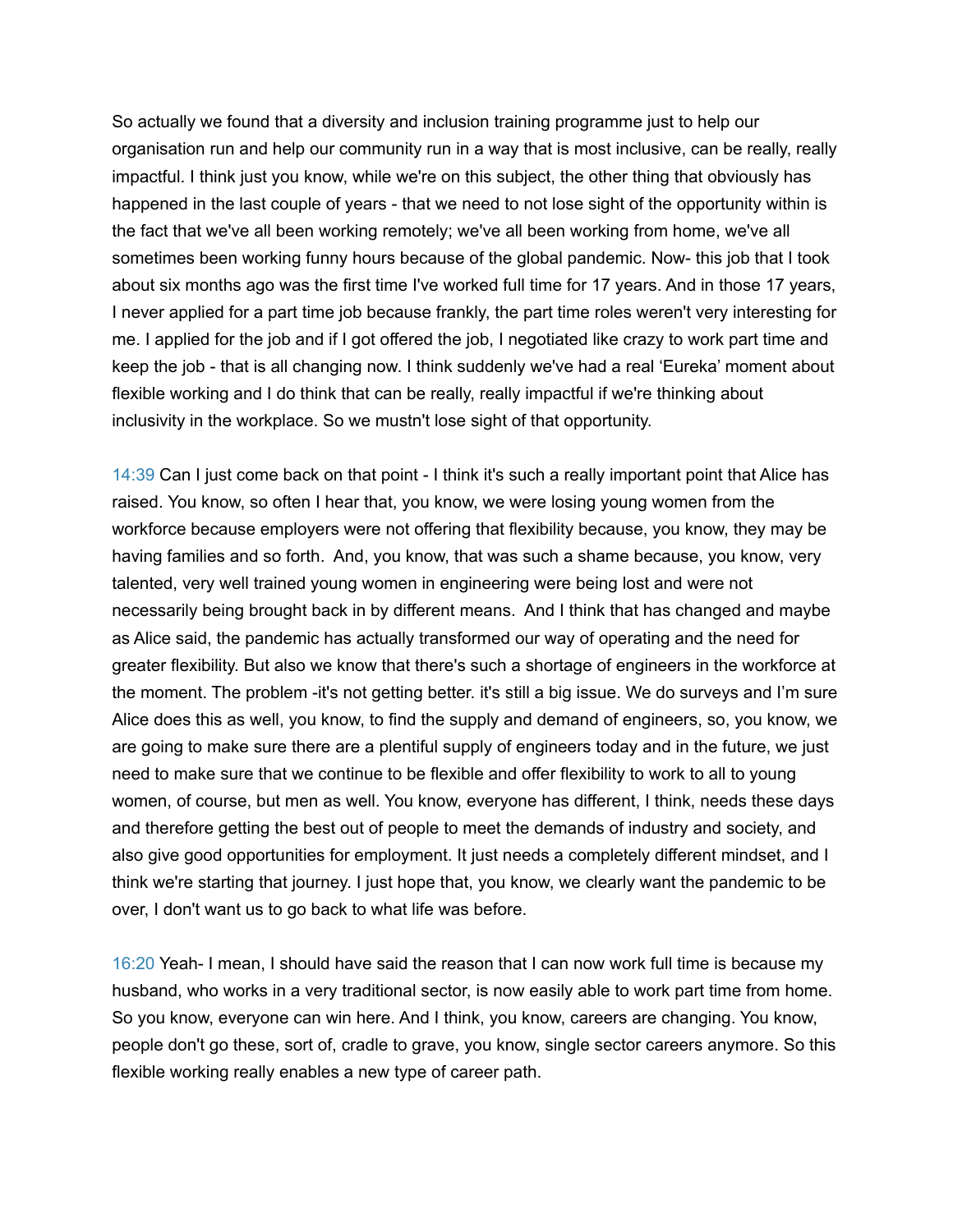So actually we found that a diversity and inclusion training programme just to help our organisation run and help our community run in a way that is most inclusive, can be really, really impactful. I think just you know, while we're on this subject, the other thing that obviously has happened in the last couple of years - that we need to not lose sight of the opportunity within is the fact that we've all been working remotely; we've all been working from home, we've all sometimes been working funny hours because of the global pandemic. Now- this job that I took about six months ago was the first time I've worked full time for 17 years. And in those 17 years, I never applied for a part time job because frankly, the part time roles weren't very interesting for me. I applied for the job and if I got offered the job, I negotiated like crazy to work part time and keep the job - that is all changing now. I think suddenly we've had a real 'Eureka' moment about flexible working and I do think that can be really, really impactful if we're thinking about inclusivity in the workplace. So we mustn't lose sight of that opportunity.

14:39 Can I just come back on that point - I think it's such a really important point that Alice has raised. You know, so often I hear that, you know, we were losing young women from the workforce because employers were not offering that flexibility because, you know, they may be having families and so forth. And, you know, that was such a shame because, you know, very talented, very well trained young women in engineering were being lost and were not necessarily being brought back in by different means. And I think that has changed and maybe as Alice said, the pandemic has actually transformed our way of operating and the need for greater flexibility. But also we know that there's such a shortage of engineers in the workforce at the moment. The problem -it's not getting better. it's still a big issue. We do surveys and I'm sure Alice does this as well, you know, to find the supply and demand of engineers, so, you know, we are going to make sure there are a plentiful supply of engineers today and in the future, we just need to make sure that we continue to be flexible and offer flexibility to work to all to young women, of course, but men as well. You know, everyone has different, I think, needs these days and therefore getting the best out of people to meet the demands of industry and society, and also give good opportunities for employment. It just needs a completely different mindset, and I think we're starting that journey. I just hope that, you know, we clearly want the pandemic to be over, I don't want us to go back to what life was before.

16:20 Yeah- I mean, I should have said the reason that I can now work full time is because my husband, who works in a very traditional sector, is now easily able to work part time from home. So you know, everyone can win here. And I think, you know, careers are changing. You know, people don't go these, sort of, cradle to grave, you know, single sector careers anymore. So this flexible working really enables a new type of career path.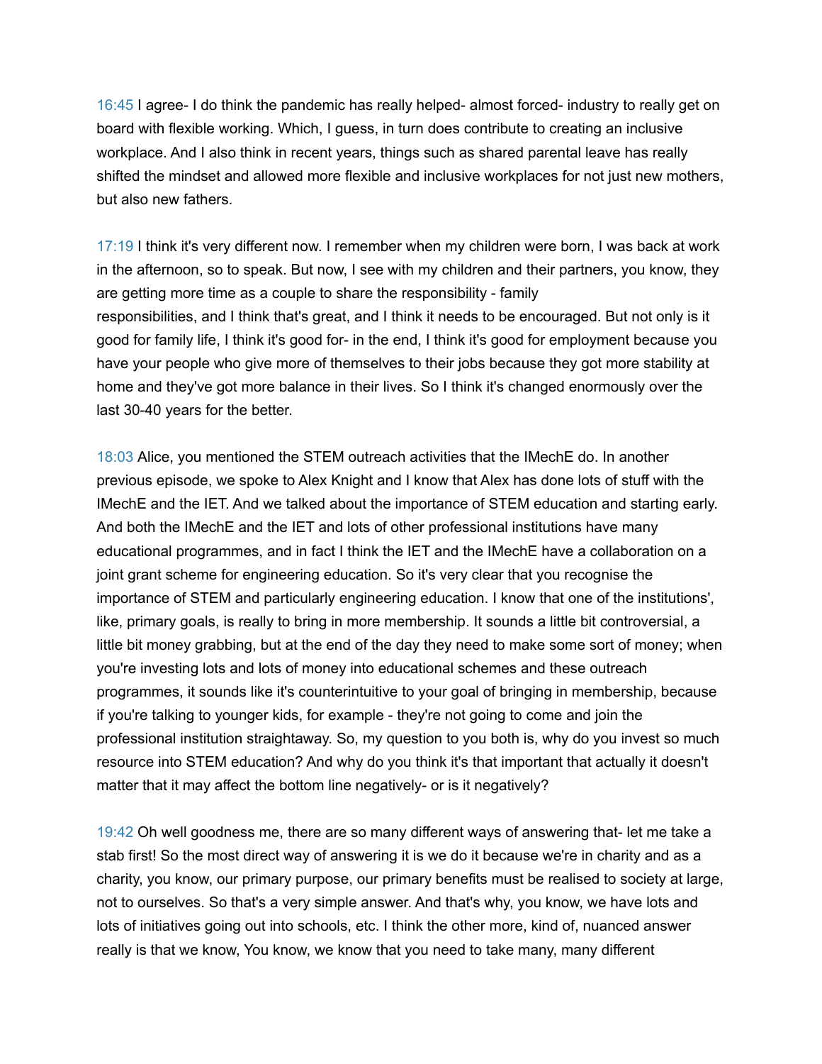16:45 I agree- I do think the pandemic has really helped- almost forced- industry to really get on board with flexible working. Which, I guess, in turn does contribute to creating an inclusive workplace. And I also think in recent years, things such as shared parental leave has really shifted the mindset and allowed more flexible and inclusive workplaces for not just new mothers, but also new fathers.

17:19 I think it's very different now. I remember when my children were born, I was back at work in the afternoon, so to speak. But now, I see with my children and their partners, you know, they are getting more time as a couple to share the responsibility - family responsibilities, and I think that's great, and I think it needs to be encouraged. But not only is it good for family life, I think it's good for- in the end, I think it's good for employment because you have your people who give more of themselves to their jobs because they got more stability at home and they've got more balance in their lives. So I think it's changed enormously over the last 30-40 years for the better.

18:03 Alice, you mentioned the STEM outreach activities that the IMechE do. In another previous episode, we spoke to Alex Knight and I know that Alex has done lots of stuff with the IMechE and the IET. And we talked about the importance of STEM education and starting early. And both the IMechE and the IET and lots of other professional institutions have many educational programmes, and in fact I think the IET and the IMechE have a collaboration on a joint grant scheme for engineering education. So it's very clear that you recognise the importance of STEM and particularly engineering education. I know that one of the institutions', like, primary goals, is really to bring in more membership. It sounds a little bit controversial, a little bit money grabbing, but at the end of the day they need to make some sort of money; when you're investing lots and lots of money into educational schemes and these outreach programmes, it sounds like it's counterintuitive to your goal of bringing in membership, because if you're talking to younger kids, for example - they're not going to come and join the professional institution straightaway. So, my question to you both is, why do you invest so much resource into STEM education? And why do you think it's that important that actually it doesn't matter that it may affect the bottom line negatively- or is it negatively?

19:42 Oh well goodness me, there are so many different ways of answering that- let me take a stab first! So the most direct way of answering it is we do it because we're in charity and as a charity, you know, our primary purpose, our primary benefits must be realised to society at large, not to ourselves. So that's a very simple answer. And that's why, you know, we have lots and lots of initiatives going out into schools, etc. I think the other more, kind of, nuanced answer really is that we know, You know, we know that you need to take many, many different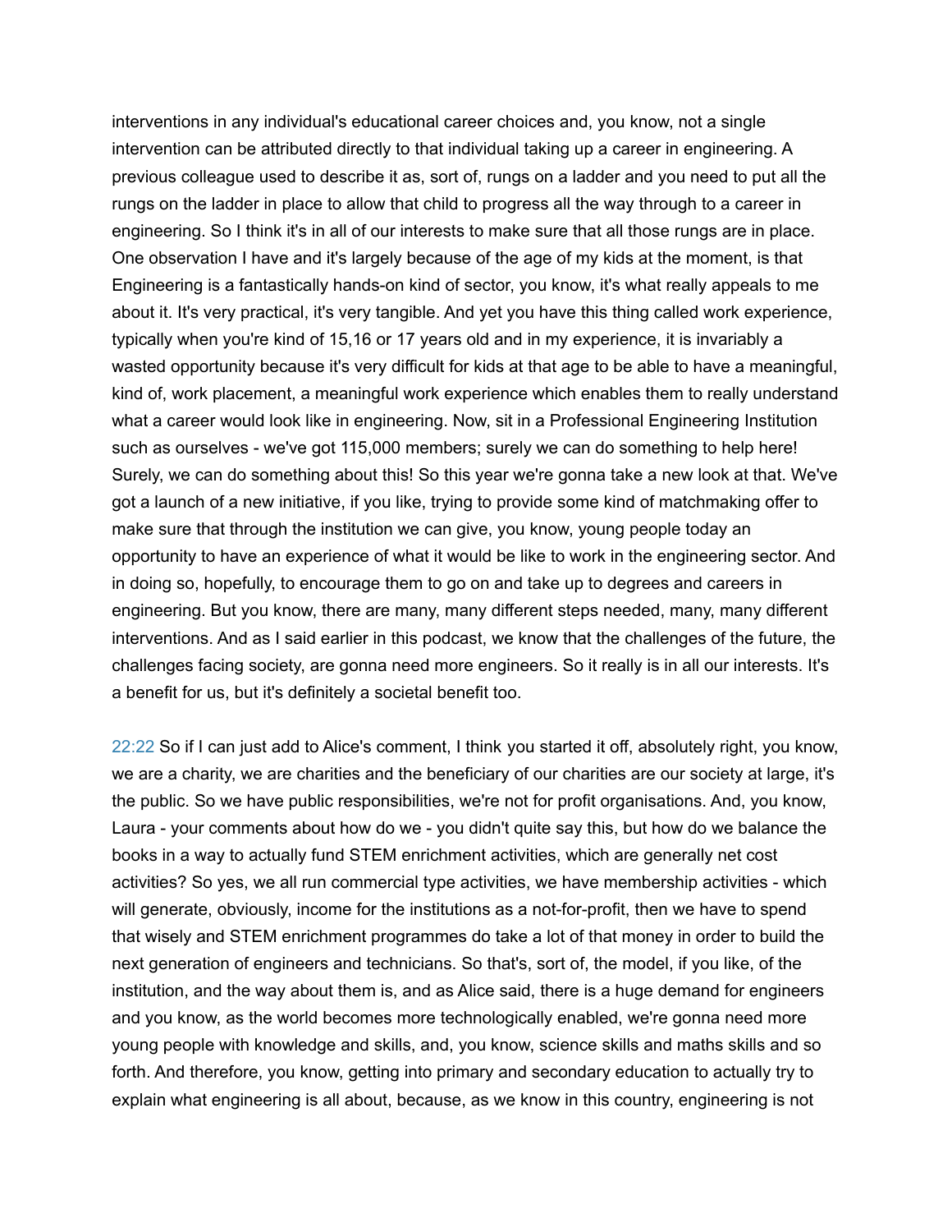interventions in any individual's educational career choices and, you know, not a single intervention can be attributed directly to that individual taking up a career in engineering. A previous colleague used to describe it as, sort of, rungs on a ladder and you need to put all the rungs on the ladder in place to allow that child to progress all the way through to a career in engineering. So I think it's in all of our interests to make sure that all those rungs are in place. One observation I have and it's largely because of the age of my kids at the moment, is that Engineering is a fantastically hands-on kind of sector, you know, it's what really appeals to me about it. It's very practical, it's very tangible. And yet you have this thing called work experience, typically when you're kind of 15,16 or 17 years old and in my experience, it is invariably a wasted opportunity because it's very difficult for kids at that age to be able to have a meaningful, kind of, work placement, a meaningful work experience which enables them to really understand what a career would look like in engineering. Now, sit in a Professional Engineering Institution such as ourselves - we've got 115,000 members; surely we can do something to help here! Surely, we can do something about this! So this year we're gonna take a new look at that. We've got a launch of a new initiative, if you like, trying to provide some kind of matchmaking offer to make sure that through the institution we can give, you know, young people today an opportunity to have an experience of what it would be like to work in the engineering sector. And in doing so, hopefully, to encourage them to go on and take up to degrees and careers in engineering. But you know, there are many, many different steps needed, many, many different interventions. And as I said earlier in this podcast, we know that the challenges of the future, the challenges facing society, are gonna need more engineers. So it really is in all our interests. It's a benefit for us, but it's definitely a societal benefit too.

22:22 So if I can just add to Alice's comment, I think you started it off, absolutely right, you know, we are a charity, we are charities and the beneficiary of our charities are our society at large, it's the public. So we have public responsibilities, we're not for profit organisations. And, you know, Laura - your comments about how do we - you didn't quite say this, but how do we balance the books in a way to actually fund STEM enrichment activities, which are generally net cost activities? So yes, we all run commercial type activities, we have membership activities - which will generate, obviously, income for the institutions as a not-for-profit, then we have to spend that wisely and STEM enrichment programmes do take a lot of that money in order to build the next generation of engineers and technicians. So that's, sort of, the model, if you like, of the institution, and the way about them is, and as Alice said, there is a huge demand for engineers and you know, as the world becomes more technologically enabled, we're gonna need more young people with knowledge and skills, and, you know, science skills and maths skills and so forth. And therefore, you know, getting into primary and secondary education to actually try to explain what engineering is all about, because, as we know in this country, engineering is not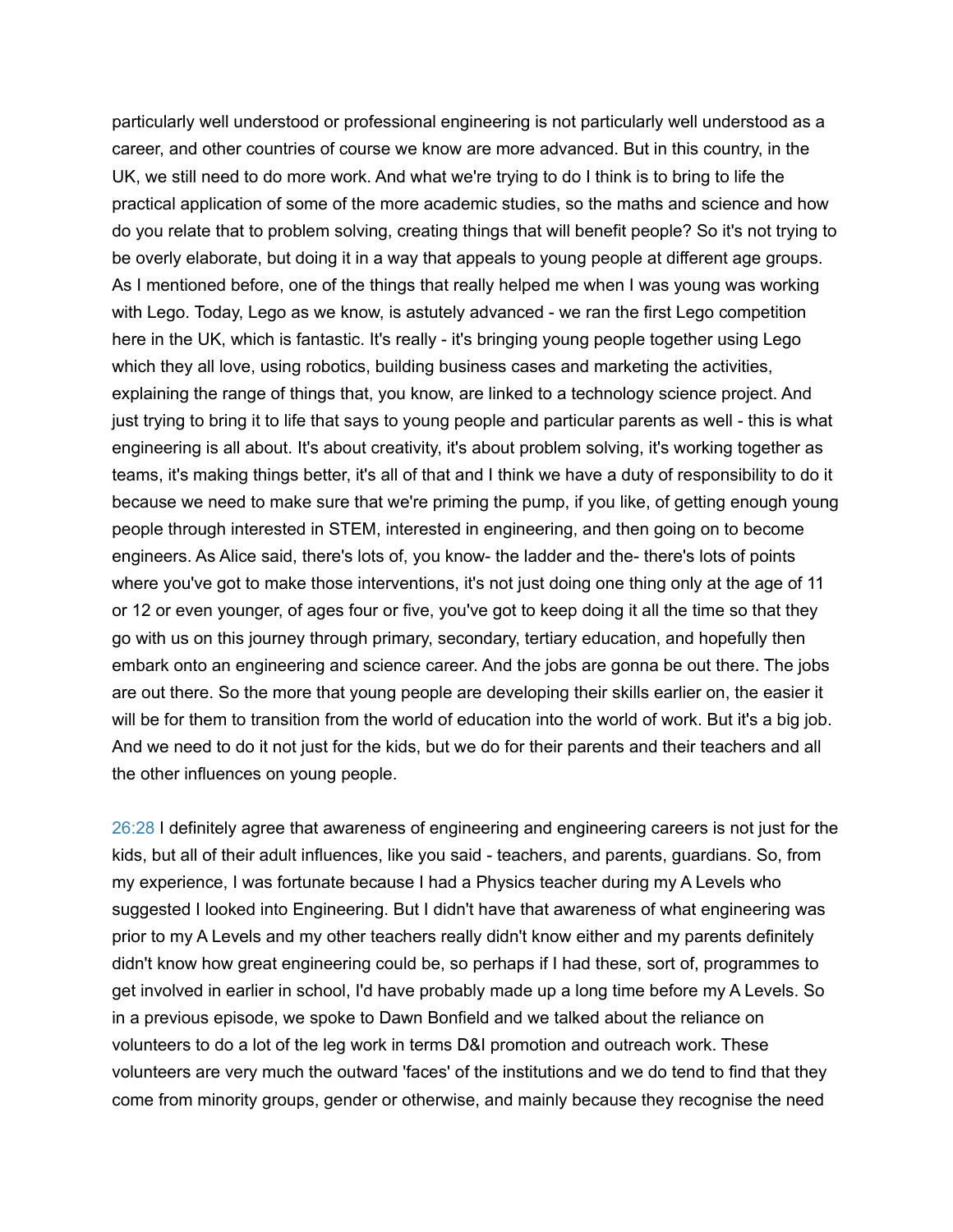particularly well understood or professional engineering is not particularly well understood as a career, and other countries of course we know are more advanced. But in this country, in the UK, we still need to do more work. And what we're trying to do I think is to bring to life the practical application of some of the more academic studies, so the maths and science and how do you relate that to problem solving, creating things that will benefit people? So it's not trying to be overly elaborate, but doing it in a way that appeals to young people at different age groups. As I mentioned before, one of the things that really helped me when I was young was working with Lego. Today, Lego as we know, is astutely advanced - we ran the first Lego competition here in the UK, which is fantastic. It's really - it's bringing young people together using Lego which they all love, using robotics, building business cases and marketing the activities, explaining the range of things that, you know, are linked to a technology science project. And just trying to bring it to life that says to young people and particular parents as well - this is what engineering is all about. It's about creativity, it's about problem solving, it's working together as teams, it's making things better, it's all of that and I think we have a duty of responsibility to do it because we need to make sure that we're priming the pump, if you like, of getting enough young people through interested in STEM, interested in engineering, and then going on to become engineers. As Alice said, there's lots of, you know- the ladder and the- there's lots of points where you've got to make those interventions, it's not just doing one thing only at the age of 11 or 12 or even younger, of ages four or five, you've got to keep doing it all the time so that they go with us on this journey through primary, secondary, tertiary education, and hopefully then embark onto an engineering and science career. And the jobs are gonna be out there. The jobs are out there. So the more that young people are developing their skills earlier on, the easier it will be for them to transition from the world of education into the world of work. But it's a big job. And we need to do it not just for the kids, but we do for their parents and their teachers and all the other influences on young people.

26:28 I definitely agree that awareness of engineering and engineering careers is not just for the kids, but all of their adult influences, like you said - teachers, and parents, guardians. So, from my experience, I was fortunate because I had a Physics teacher during my A Levels who suggested I looked into Engineering. But I didn't have that awareness of what engineering was prior to my A Levels and my other teachers really didn't know either and my parents definitely didn't know how great engineering could be, so perhaps if I had these, sort of, programmes to get involved in earlier in school, I'd have probably made up a long time before my A Levels. So in a previous episode, we spoke to Dawn Bonfield and we talked about the reliance on volunteers to do a lot of the leg work in terms D&I promotion and outreach work. These volunteers are very much the outward 'faces' of the institutions and we do tend to find that they come from minority groups, gender or otherwise, and mainly because they recognise the need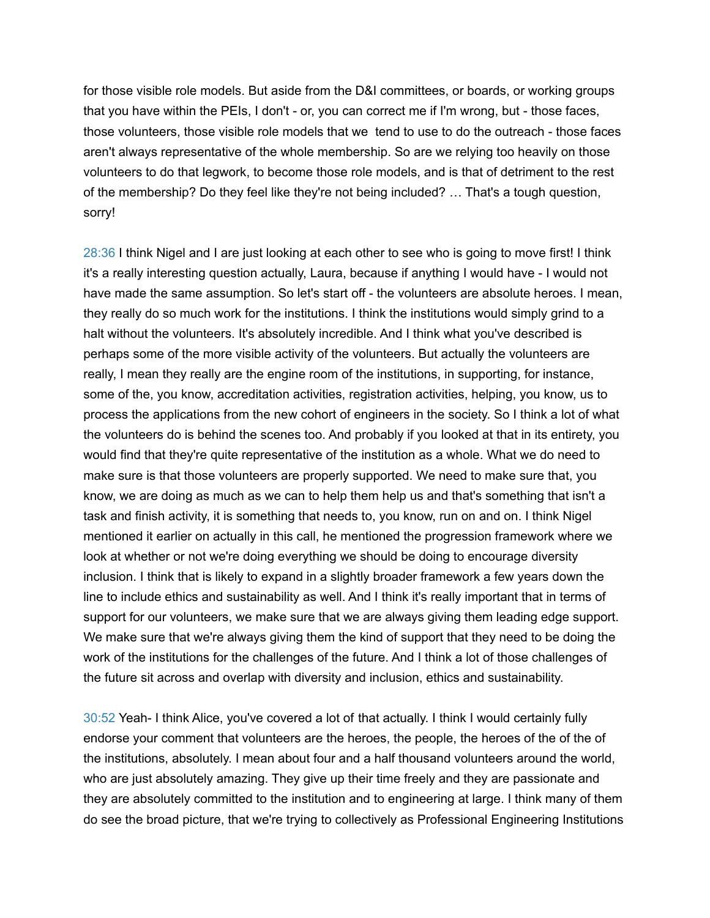for those visible role models. But aside from the D&I committees, or boards, or working groups that you have within the PEIs, I don't - or, you can correct me if I'm wrong, but - those faces, those volunteers, those visible role models that we  tend to use to do the outreach - those faces aren't always representative of the whole membership. So are we relying too heavily on those volunteers to do that legwork, to become those role models, and is that of detriment to the rest of the membership? Do they feel like they're not being included? … That's a tough question, sorry!

28:36 I think Nigel and I are just looking at each other to see who is going to move first! I think it's a really interesting question actually, Laura, because if anything I would have - I would not have made the same assumption. So let's start off - the volunteers are absolute heroes. I mean, they really do so much work for the institutions. I think the institutions would simply grind to a halt without the volunteers. It's absolutely incredible. And I think what you've described is perhaps some of the more visible activity of the volunteers. But actually the volunteers are really, I mean they really are the engine room of the institutions, in supporting, for instance, some of the, you know, accreditation activities, registration activities, helping, you know, us to process the applications from the new cohort of engineers in the society. So I think a lot of what the volunteers do is behind the scenes too. And probably if you looked at that in its entirety, you would find that they're quite representative of the institution as a whole. What we do need to make sure is that those volunteers are properly supported. We need to make sure that, you know, we are doing as much as we can to help them help us and that's something that isn't a task and finish activity, it is something that needs to, you know, run on and on. I think Nigel mentioned it earlier on actually in this call, he mentioned the progression framework where we look at whether or not we're doing everything we should be doing to encourage diversity inclusion. I think that is likely to expand in a slightly broader framework a few years down the line to include ethics and sustainability as well. And I think it's really important that in terms of support for our volunteers, we make sure that we are always giving them leading edge support. We make sure that we're always giving them the kind of support that they need to be doing the work of the institutions for the challenges of the future. And I think a lot of those challenges of the future sit across and overlap with diversity and inclusion, ethics and sustainability.

30:52 Yeah- I think Alice, you've covered a lot of that actually. I think I would certainly fully endorse your comment that volunteers are the heroes, the people, the heroes of the of the of the institutions, absolutely. I mean about four and a half thousand volunteers around the world, who are just absolutely amazing. They give up their time freely and they are passionate and they are absolutely committed to the institution and to engineering at large. I think many of them do see the broad picture, that we're trying to collectively as Professional Engineering Institutions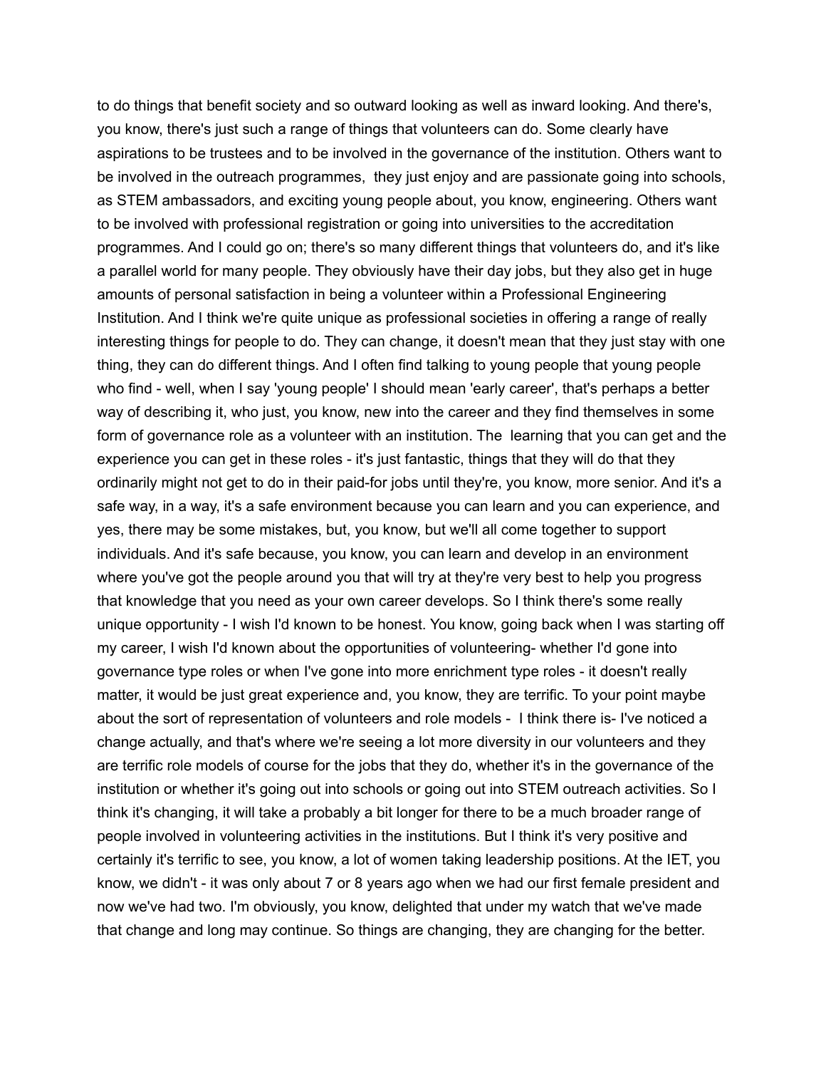to do things that benefit society and so outward looking as well as inward looking. And there's, you know, there's just such a range of things that volunteers can do. Some clearly have aspirations to be trustees and to be involved in the governance of the institution. Others want to be involved in the outreach programmes, they just enjoy and are passionate going into schools, as STEM ambassadors, and exciting young people about, you know, engineering. Others want to be involved with professional registration or going into universities to the accreditation programmes. And I could go on; there's so many different things that volunteers do, and it's like a parallel world for many people. They obviously have their day jobs, but they also get in huge amounts of personal satisfaction in being a volunteer within a Professional Engineering Institution. And I think we're quite unique as professional societies in offering a range of really interesting things for people to do. They can change, it doesn't mean that they just stay with one thing, they can do different things. And I often find talking to young people that young people who find - well, when I say 'young people' I should mean 'early career', that's perhaps a better way of describing it, who just, you know, new into the career and they find themselves in some form of governance role as a volunteer with an institution. The learning that you can get and the experience you can get in these roles - it's just fantastic, things that they will do that they ordinarily might not get to do in their paid-for jobs until they're, you know, more senior. And it's a safe way, in a way, it's a safe environment because you can learn and you can experience, and yes, there may be some mistakes, but, you know, but we'll all come together to support individuals. And it's safe because, you know, you can learn and develop in an environment where you've got the people around you that will try at they're very best to help you progress that knowledge that you need as your own career develops. So I think there's some really unique opportunity - I wish I'd known to be honest. You know, going back when I was starting off my career, I wish I'd known about the opportunities of volunteering- whether I'd gone into governance type roles or when I've gone into more enrichment type roles - it doesn't really matter, it would be just great experience and, you know, they are terrific. To your point maybe about the sort of representation of volunteers and role models - I think there is- I've noticed a change actually, and that's where we're seeing a lot more diversity in our volunteers and they are terrific role models of course for the jobs that they do, whether it's in the governance of the institution or whether it's going out into schools or going out into STEM outreach activities. So I think it's changing, it will take a probably a bit longer for there to be a much broader range of people involved in volunteering activities in the institutions. But I think it's very positive and certainly it's terrific to see, you know, a lot of women taking leadership positions. At the IET, you know, we didn't - it was only about 7 or 8 years ago when we had our first female president and now we've had two. I'm obviously, you know, delighted that under my watch that we've made that change and long may continue. So things are changing, they are changing for the better.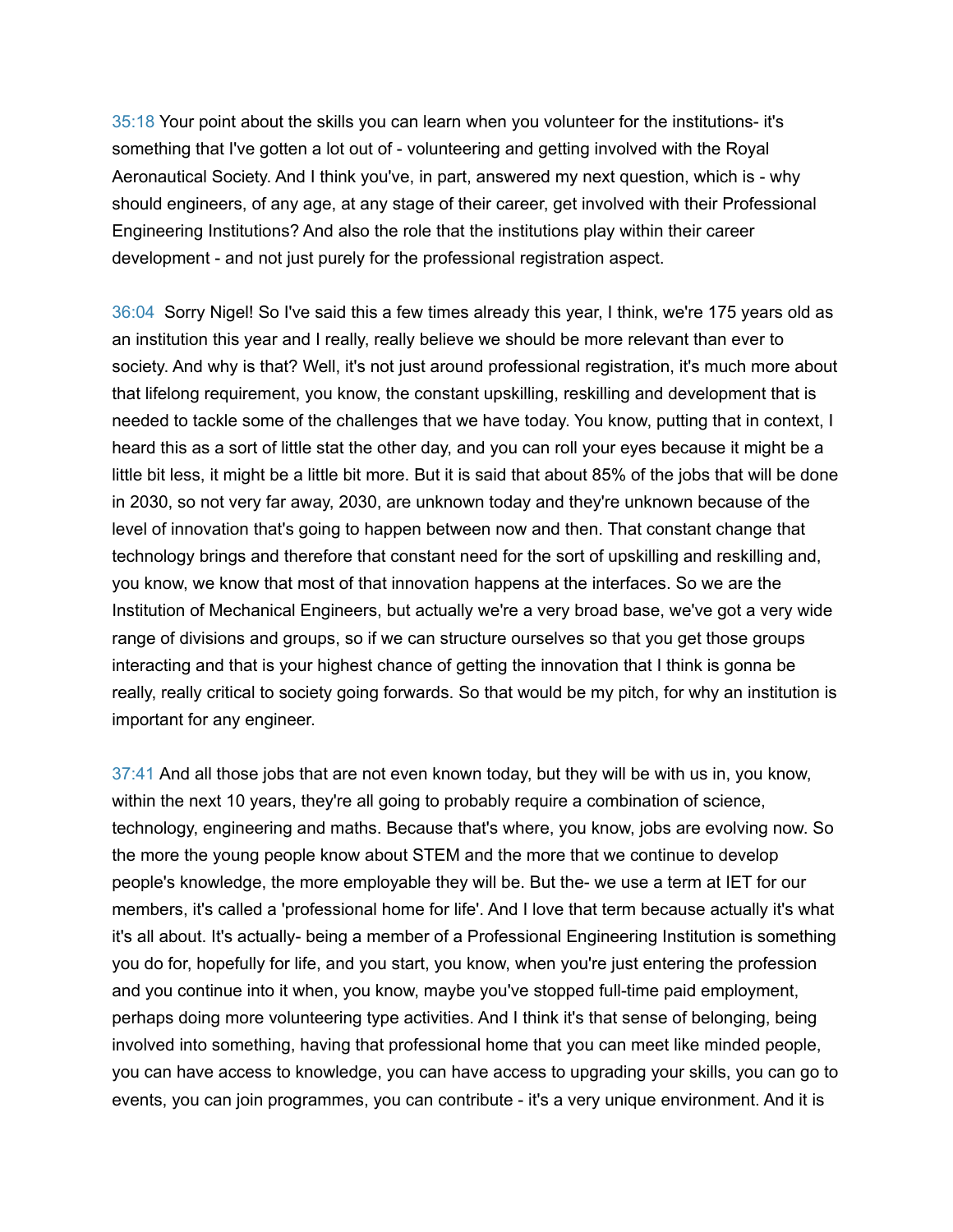35:18 Your point about the skills you can learn when you volunteer for the institutions- it's something that I've gotten a lot out of - volunteering and getting involved with the Royal Aeronautical Society. And I think you've, in part, answered my next question, which is - why should engineers, of any age, at any stage of their career, get involved with their Professional Engineering Institutions? And also the role that the institutions play within their career development - and not just purely for the professional registration aspect.

36:04 Sorry Nigel! So I've said this a few times already this year, I think, we're 175 years old as an institution this year and I really, really believe we should be more relevant than ever to society. And why is that? Well, it's not just around professional registration, it's much more about that lifelong requirement, you know, the constant upskilling, reskilling and development that is needed to tackle some of the challenges that we have today. You know, putting that in context, I heard this as a sort of little stat the other day, and you can roll your eyes because it might be a little bit less, it might be a little bit more. But it is said that about 85% of the jobs that will be done in 2030, so not very far away, 2030, are unknown today and they're unknown because of the level of innovation that's going to happen between now and then. That constant change that technology brings and therefore that constant need for the sort of upskilling and reskilling and, you know, we know that most of that innovation happens at the interfaces. So we are the Institution of Mechanical Engineers, but actually we're a very broad base, we've got a very wide range of divisions and groups, so if we can structure ourselves so that you get those groups interacting and that is your highest chance of getting the innovation that I think is gonna be really, really critical to society going forwards. So that would be my pitch, for why an institution is important for any engineer.

37:41 And all those jobs that are not even known today, but they will be with us in, you know, within the next 10 years, they're all going to probably require a combination of science, technology, engineering and maths. Because that's where, you know, jobs are evolving now. So the more the young people know about STEM and the more that we continue to develop people's knowledge, the more employable they will be. But the- we use a term at IET for our members, it's called a 'professional home for life'. And I love that term because actually it's what it's all about. It's actually- being a member of a Professional Engineering Institution is something you do for, hopefully for life, and you start, you know, when you're just entering the profession and you continue into it when, you know, maybe you've stopped full-time paid employment, perhaps doing more volunteering type activities. And I think it's that sense of belonging, being involved into something, having that professional home that you can meet like minded people, you can have access to knowledge, you can have access to upgrading your skills, you can go to events, you can join programmes, you can contribute - it's a very unique environment. And it is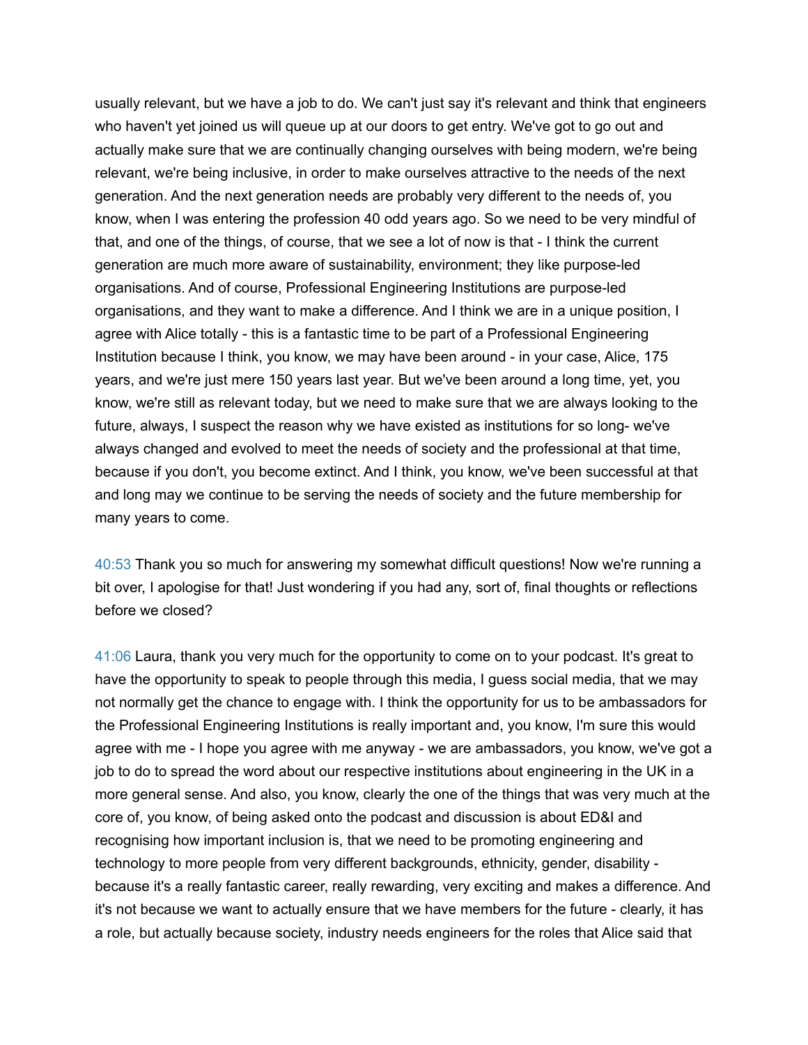usually relevant, but we have a job to do. We can't just say it's relevant and think that engineers who haven't yet joined us will queue up at our doors to get entry. We've got to go out and actually make sure that we are continually changing ourselves with being modern, we're being relevant, we're being inclusive, in order to make ourselves attractive to the needs of the next generation. And the next generation needs are probably very different to the needs of, you know, when I was entering the profession 40 odd years ago. So we need to be very mindful of that, and one of the things, of course, that we see a lot of now is that - I think the current generation are much more aware of sustainability, environment; they like purpose-led organisations. And of course, Professional Engineering Institutions are purpose-led organisations, and they want to make a difference. And I think we are in a unique position, I agree with Alice totally - this is a fantastic time to be part of a Professional Engineering Institution because I think, you know, we may have been around - in your case, Alice, 175 years, and we're just mere 150 years last year. But we've been around a long time, yet, you know, we're still as relevant today, but we need to make sure that we are always looking to the future, always, I suspect the reason why we have existed as institutions for so long- we've always changed and evolved to meet the needs of society and the professional at that time, because if you don't, you become extinct. And I think, you know, we've been successful at that and long may we continue to be serving the needs of society and the future membership for many years to come.

40:53 Thank you so much for answering my somewhat difficult questions! Now we're running a bit over, I apologise for that! Just wondering if you had any, sort of, final thoughts or reflections before we closed?

41:06 Laura, thank you very much for the opportunity to come on to your podcast. It's great to have the opportunity to speak to people through this media, I guess social media, that we may not normally get the chance to engage with. I think the opportunity for us to be ambassadors for the Professional Engineering Institutions is really important and, you know, I'm sure this would agree with me - I hope you agree with me anyway - we are ambassadors, you know, we've got a job to do to spread the word about our respective institutions about engineering in the UK in a more general sense. And also, you know, clearly the one of the things that was very much at the core of, you know, of being asked onto the podcast and discussion is about ED&I and recognising how important inclusion is, that we need to be promoting engineering and technology to more people from very different backgrounds, ethnicity, gender, disability - because it's a really fantastic career, really rewarding, very exciting and makes a difference. And it's not because we want to actually ensure that we have members for the future - clearly, it has a role, but actually because society, industry needs engineers for the roles that Alice said that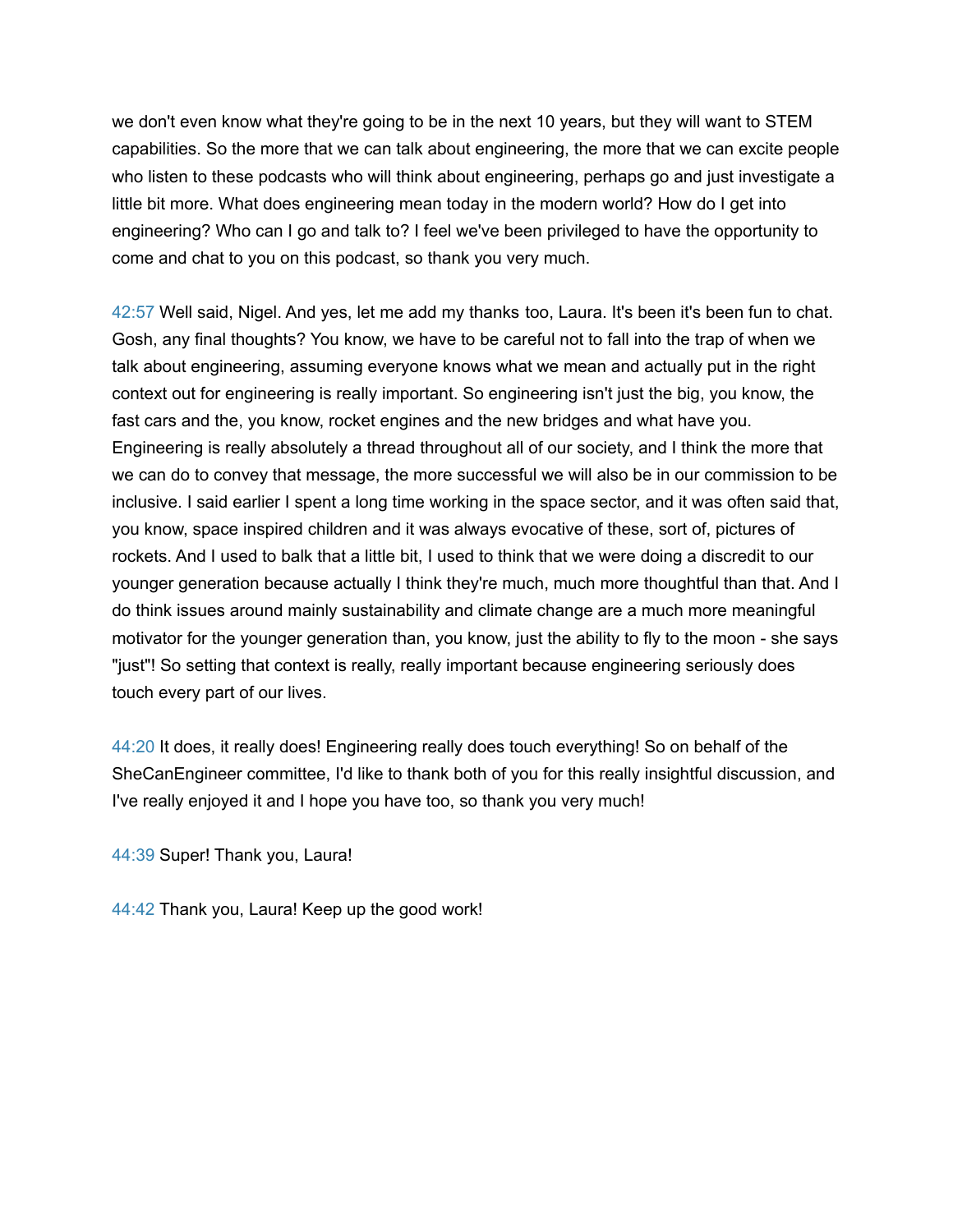we don't even know what they're going to be in the next 10 years, but they will want to STEM capabilities. So the more that we can talk about engineering, the more that we can excite people who listen to these podcasts who will think about engineering, perhaps go and just investigate a little bit more. What does engineering mean today in the modern world? How do I get into engineering? Who can I go and talk to? I feel we've been privileged to have the opportunity to come and chat to you on this podcast, so thank you very much.

42:57 Well said, Nigel. And yes, let me add my thanks too, Laura. It's been it's been fun to chat. Gosh, any final thoughts? You know, we have to be careful not to fall into the trap of when we talk about engineering, assuming everyone knows what we mean and actually put in the right context out for engineering is really important. So engineering isn't just the big, you know, the fast cars and the, you know, rocket engines and the new bridges and what have you. Engineering is really absolutely a thread throughout all of our society, and I think the more that we can do to convey that message, the more successful we will also be in our commission to be inclusive. I said earlier I spent a long time working in the space sector, and it was often said that, you know, space inspired children and it was always evocative of these, sort of, pictures of rockets. And I used to balk that a little bit, I used to think that we were doing a discredit to our younger generation because actually I think they're much, much more thoughtful than that. And I do think issues around mainly sustainability and climate change are a much more meaningful motivator for the younger generation than, you know, just the ability to fly to the moon - she says "just"! So setting that context is really, really important because engineering seriously does touch every part of our lives.

44:20 It does, it really does! Engineering really does touch everything! So on behalf of the SheCanEngineer committee, I'd like to thank both of you for this really insightful discussion, and I've really enjoyed it and I hope you have too, so thank you very much!

44:39 Super! Thank you, Laura!

44:42 Thank you, Laura! Keep up the good work!